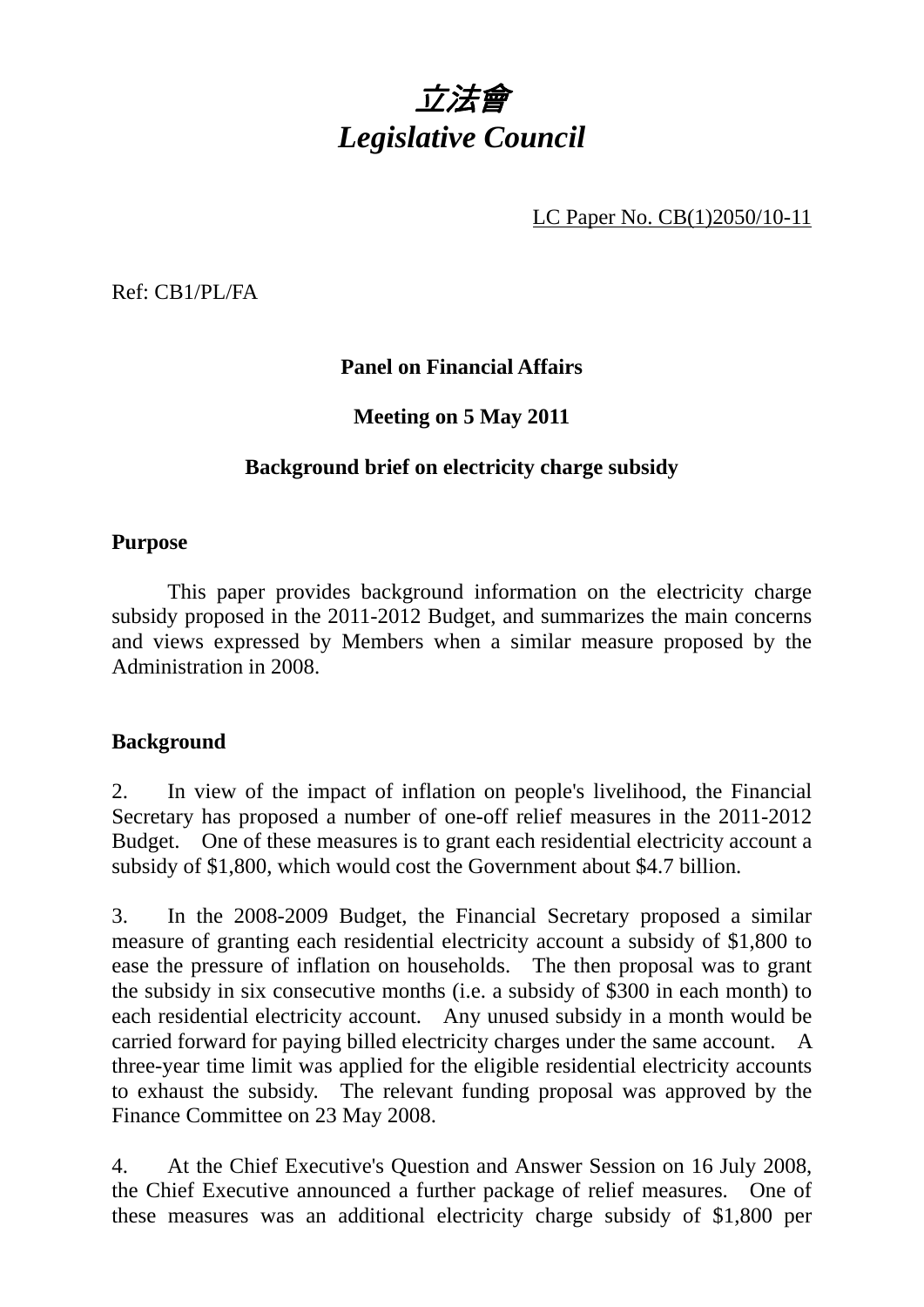# *立法會*
# *Legislative Council*

LC Paper No. CB(1)2050/10-11

Ref: CB1/PL/FA

**Panel on Financial Affairs**

**Meeting on 5 May 2011**

**Background brief on electricity charge subsidy**

**Purpose**

This paper provides background information on the electricity charge subsidy proposed in the 2011-2012 Budget, and summarizes the main concerns and views expressed by Members when a similar measure proposed by the Administration in 2008.

**Background**

2. In view of the impact of inflation on people's livelihood, the Financial Secretary has proposed a number of one-off relief measures in the 2011-2012 Budget. One of these measures is to grant each residential electricity account a subsidy of $1,800, which would cost the Government about $4.7 billion.

3. In the 2008-2009 Budget, the Financial Secretary proposed a similar measure of granting each residential electricity account a subsidy of $1,800 to ease the pressure of inflation on households. The then proposal was to grant the subsidy in six consecutive months (i.e. a subsidy of $300 in each month) to each residential electricity account. Any unused subsidy in a month would be carried forward for paying billed electricity charges under the same account. A three-year time limit was applied for the eligible residential electricity accounts to exhaust the subsidy. The relevant funding proposal was approved by the Finance Committee on 23 May 2008.

4. At the Chief Executive's Question and Answer Session on 16 July 2008, the Chief Executive announced a further package of relief measures. One of these measures was an additional electricity charge subsidy of $1,800 per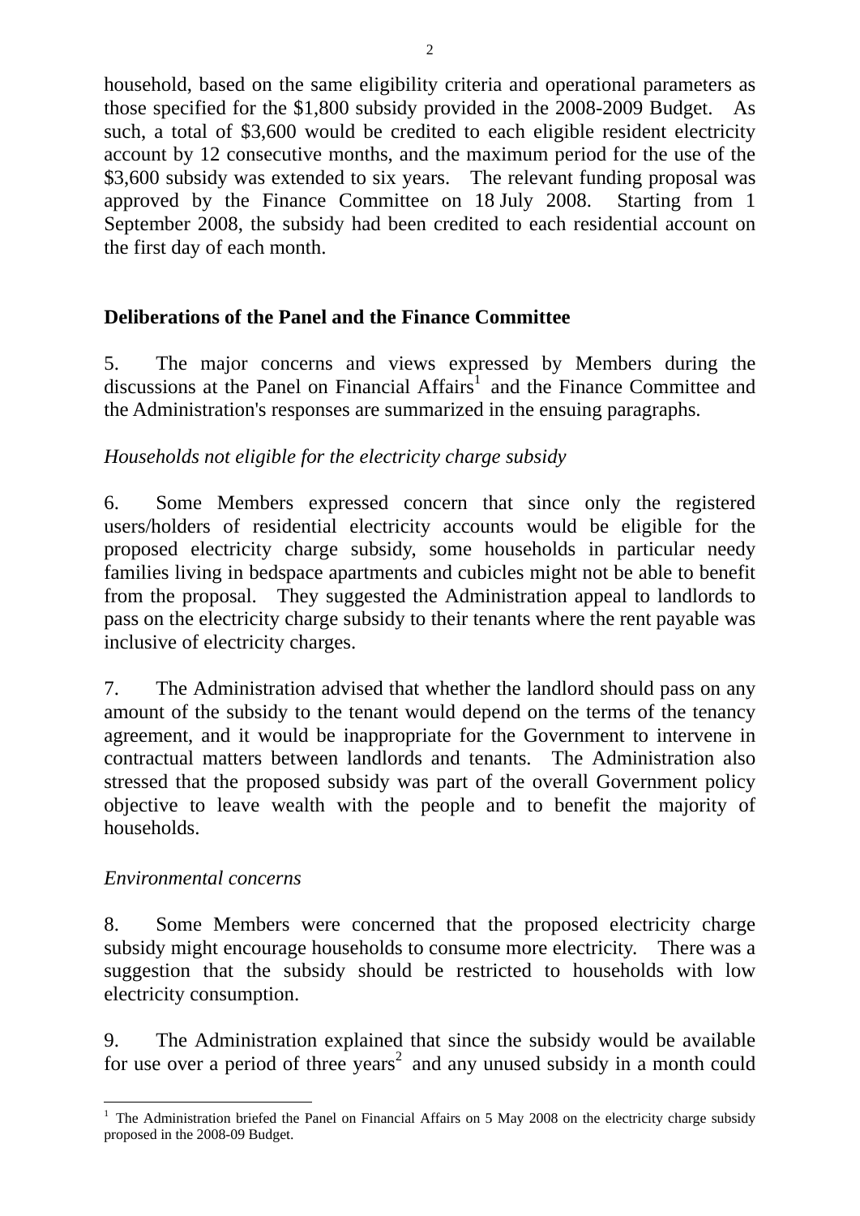household, based on the same eligibility criteria and operational parameters as those specified for the $1,800 subsidy provided in the 2008-2009 Budget. As such, a total of $3,600 would be credited to each eligible resident electricity account by 12 consecutive months, and the maximum period for the use of the $3,600 subsidy was extended to six years. The relevant funding proposal was approved by the Finance Committee on 18 July 2008. Starting from 1 September 2008, the subsidy had been credited to each residential account on the first day of each month.

## Deliberations of the Panel and the Finance Committee

5. The major concerns and views expressed by Members during the discussions at the Panel on Financial Affairs[1] and the Finance Committee and the Administration's responses are summarized in the ensuing paragraphs.

*Households not eligible for the electricity charge subsidy*

6. Some Members expressed concern that since only the registered users/holders of residential electricity accounts would be eligible for the proposed electricity charge subsidy, some households in particular needy families living in bedspace apartments and cubicles might not be able to benefit from the proposal. They suggested the Administration appeal to landlords to pass on the electricity charge subsidy to their tenants where the rent payable was inclusive of electricity charges.

7. The Administration advised that whether the landlord should pass on any amount of the subsidy to the tenant would depend on the terms of the tenancy agreement, and it would be inappropriate for the Government to intervene in contractual matters between landlords and tenants. The Administration also stressed that the proposed subsidy was part of the overall Government policy objective to leave wealth with the people and to benefit the majority of households.

*Environmental concerns*

8. Some Members were concerned that the proposed electricity charge subsidy might encourage households to consume more electricity. There was a suggestion that the subsidy should be restricted to households with low electricity consumption.

9. The Administration explained that since the subsidy would be available for use over a period of three years[2] and any unused subsidy in a month could

---

[1] The Administration briefed the Panel on Financial Affairs on 5 May 2008 on the electricity charge subsidy proposed in the 2008-09 Budget.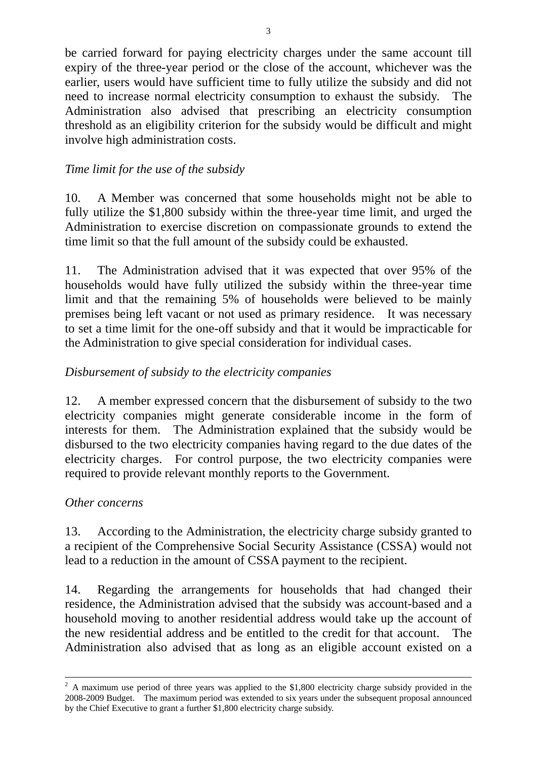be carried forward for paying electricity charges under the same account till expiry of the three-year period or the close of the account, whichever was the earlier, users would have sufficient time to fully utilize the subsidy and did not need to increase normal electricity consumption to exhaust the subsidy. The Administration also advised that prescribing an electricity consumption threshold as an eligibility criterion for the subsidy would be difficult and might involve high administration costs.

*Time limit for the use of the subsidy*

10. A Member was concerned that some households might not be able to fully utilize the $1,800 subsidy within the three-year time limit, and urged the Administration to exercise discretion on compassionate grounds to extend the time limit so that the full amount of the subsidy could be exhausted.

11. The Administration advised that it was expected that over 95% of the households would have fully utilized the subsidy within the three-year time limit and that the remaining 5% of households were believed to be mainly premises being left vacant or not used as primary residence. It was necessary to set a time limit for the one-off subsidy and that it would be impracticable for the Administration to give special consideration for individual cases.

*Disbursement of subsidy to the electricity companies*

12. A member expressed concern that the disbursement of subsidy to the two electricity companies might generate considerable income in the form of interests for them. The Administration explained that the subsidy would be disbursed to the two electricity companies having regard to the due dates of the electricity charges. For control purpose, the two electricity companies were required to provide relevant monthly reports to the Government.

*Other concerns*

13. According to the Administration, the electricity charge subsidy granted to a recipient of the Comprehensive Social Security Assistance (CSSA) would not lead to a reduction in the amount of CSSA payment to the recipient.

14. Regarding the arrangements for households that had changed their residence, the Administration advised that the subsidy was account-based and a household moving to another residential address would take up the account of the new residential address and be entitled to the credit for that account. The Administration also advised that as long as an eligible account existed on a

---

[2] A maximum use period of three years was applied to the $1,800 electricity charge subsidy provided in the 2008-2009 Budget. The maximum period was extended to six years under the subsequent proposal announced by the Chief Executive to grant a further $1,800 electricity charge subsidy.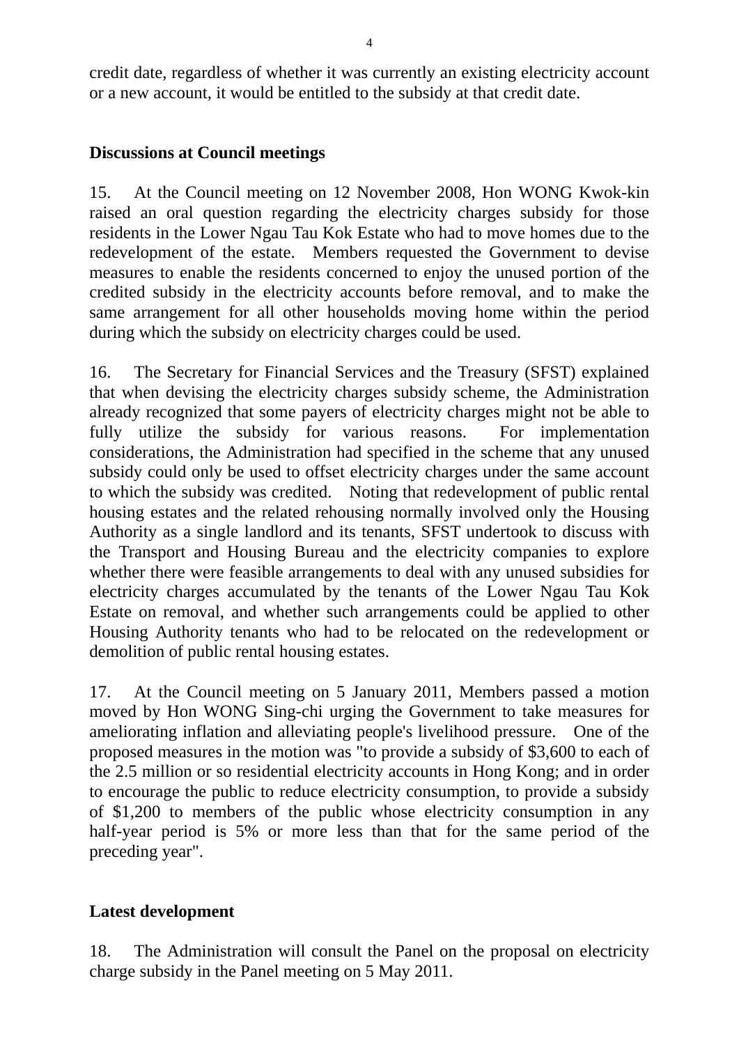credit date, regardless of whether it was currently an existing electricity account or a new account, it would be entitled to the subsidy at that credit date.

**Discussions at Council meetings**

15. At the Council meeting on 12 November 2008, Hon WONG Kwok-kin raised an oral question regarding the electricity charges subsidy for those residents in the Lower Ngau Tau Kok Estate who had to move homes due to the redevelopment of the estate. Members requested the Government to devise measures to enable the residents concerned to enjoy the unused portion of the credited subsidy in the electricity accounts before removal, and to make the same arrangement for all other households moving home within the period during which the subsidy on electricity charges could be used.

16. The Secretary for Financial Services and the Treasury (SFST) explained that when devising the electricity charges subsidy scheme, the Administration already recognized that some payers of electricity charges might not be able to fully utilize the subsidy for various reasons. For implementation considerations, the Administration had specified in the scheme that any unused subsidy could only be used to offset electricity charges under the same account to which the subsidy was credited. Noting that redevelopment of public rental housing estates and the related rehousing normally involved only the Housing Authority as a single landlord and its tenants, SFST undertook to discuss with the Transport and Housing Bureau and the electricity companies to explore whether there were feasible arrangements to deal with any unused subsidies for electricity charges accumulated by the tenants of the Lower Ngau Tau Kok Estate on removal, and whether such arrangements could be applied to other Housing Authority tenants who had to be relocated on the redevelopment or demolition of public rental housing estates.

17. At the Council meeting on 5 January 2011, Members passed a motion moved by Hon WONG Sing-chi urging the Government to take measures for ameliorating inflation and alleviating people's livelihood pressure. One of the proposed measures in the motion was "to provide a subsidy of $3,600 to each of the 2.5 million or so residential electricity accounts in Hong Kong; and in order to encourage the public to reduce electricity consumption, to provide a subsidy of $1,200 to members of the public whose electricity consumption in any half-year period is 5% or more less than that for the same period of the preceding year".

**Latest development**

18. The Administration will consult the Panel on the proposal on electricity charge subsidy in the Panel meeting on 5 May 2011.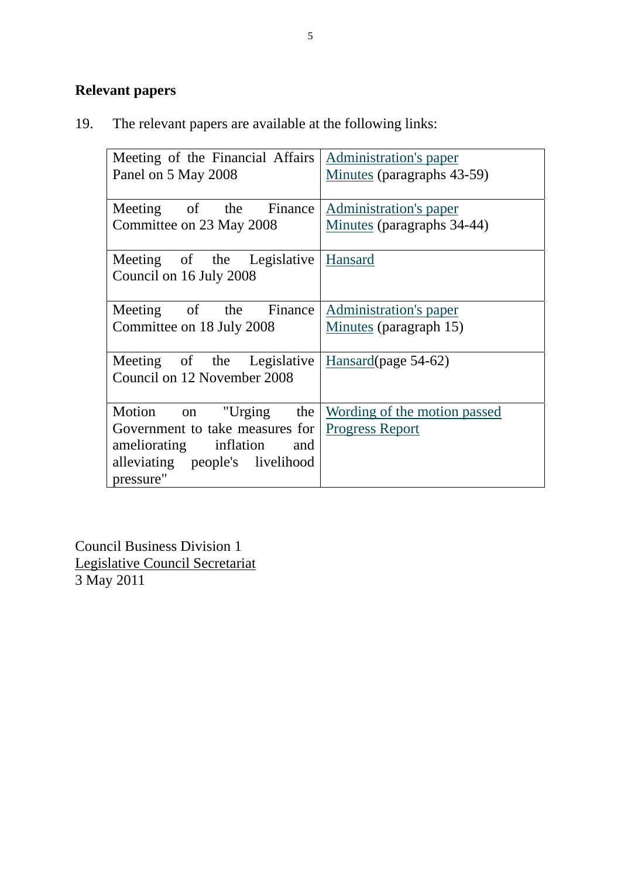## Relevant papers

19. The relevant papers are available at the following links:

| | |
|---|---|
| Meeting of the Financial Affairs Panel on 5 May 2008 | Administration's paper<br>Minutes (paragraphs 43-59) |
| Meeting of the Finance Committee on 23 May 2008 | Administration's paper<br>Minutes (paragraphs 34-44) |
| Meeting of the Legislative Council on 16 July 2008 | Hansard |
| Meeting of the Finance Committee on 18 July 2008 | Administration's paper<br>Minutes (paragraph 15) |
| Meeting of the Legislative Council on 12 November 2008 | Hansard(page 54-62) |
| Motion on "Urging the Government to take measures for ameliorating inflation and alleviating people's livelihood pressure" | Wording of the motion passed<br>Progress Report |

Council Business Division 1
Legislative Council Secretariat
3 May 2011